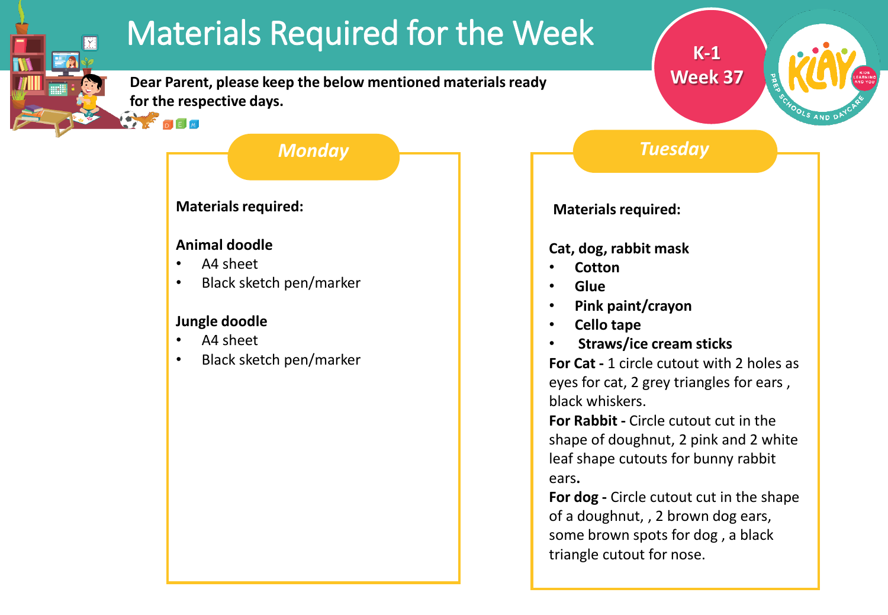# Materials Required for the Week

**K-1 Week 37**

**Dear Parent, please keep the below mentioned materials ready for the respective days.**

## *Monday*

**Materials required:**

**Animal doodle**

- A4 sheet
- Black sketch pen/marker

**Jungle doodle**

- A4 sheet
- Black sketch pen/marker

## *Tuesday*

**Materials required:**

**Cat, dog, rabbit mask**

- **Cotton**
- **Glue**
- **Pink paint/crayon**
- **Cello tape**
- **Straws/ice cream sticks**

**For Cat -** 1 circle cutout with 2 holes as eyes for cat, 2 grey triangles for ears , black whiskers.

**For Rabbit -** Circle cutout cut in the shape of doughnut, 2 pink and 2 white leaf shape cutouts for bunny rabbit ears**.**

**For dog -** Circle cutout cut in the shape of a doughnut, , 2 brown dog ears, some brown spots for dog , a black triangle cutout for nose.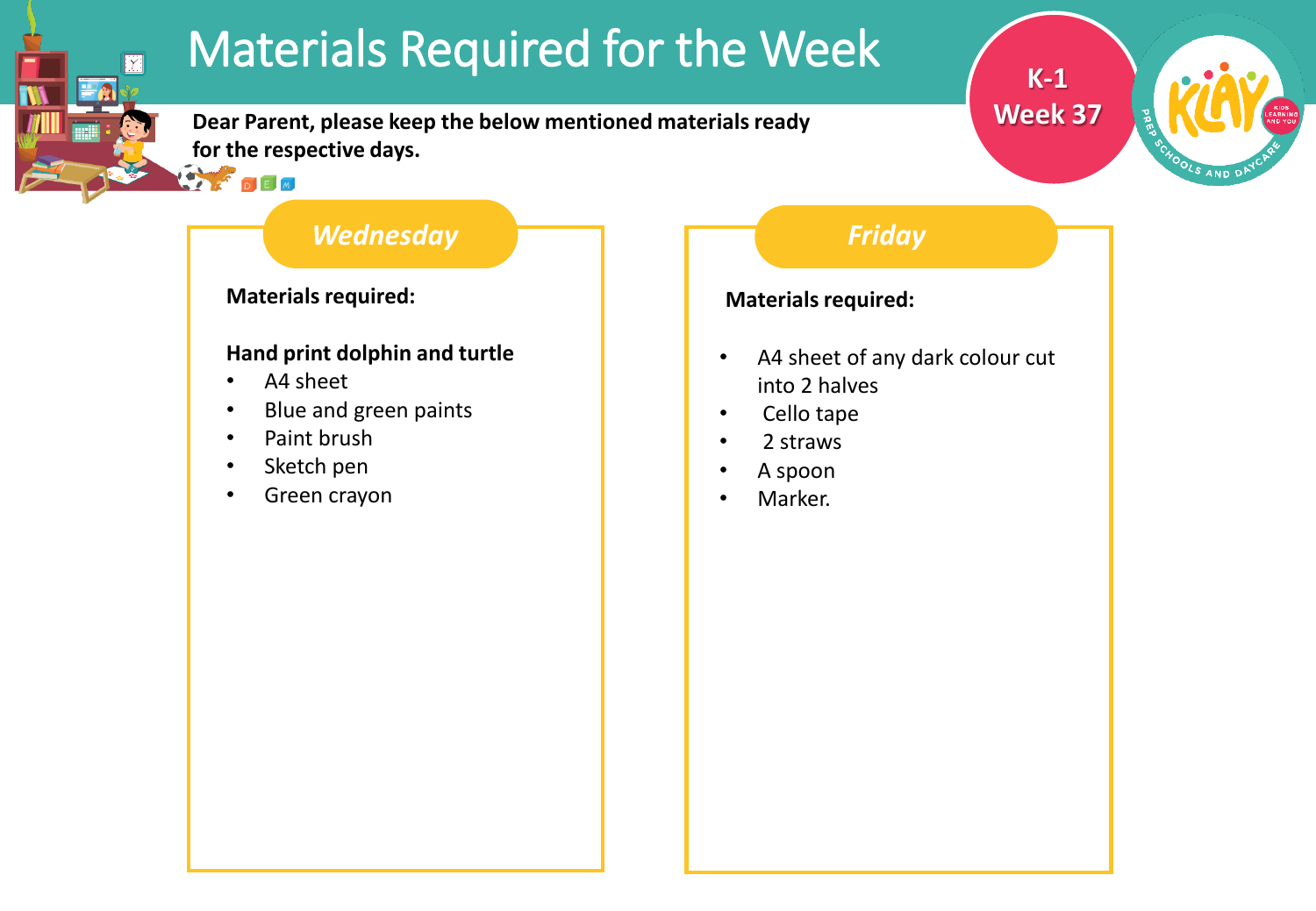# Materials Required for the Week

K-1
Week 37

Dear Parent, please keep the below mentioned materials ready for the respective days.

## *Wednesday*

**Materials required:**

**Hand print dolphin and turtle**

- A4 sheet
- Blue and green paints
- Paint brush
- Sketch pen
- Green crayon

## *Friday*

**Materials required:**

- A4 sheet of any dark colour cut into 2 halves
- Cello tape
- 2 straws
- A spoon
- Marker.